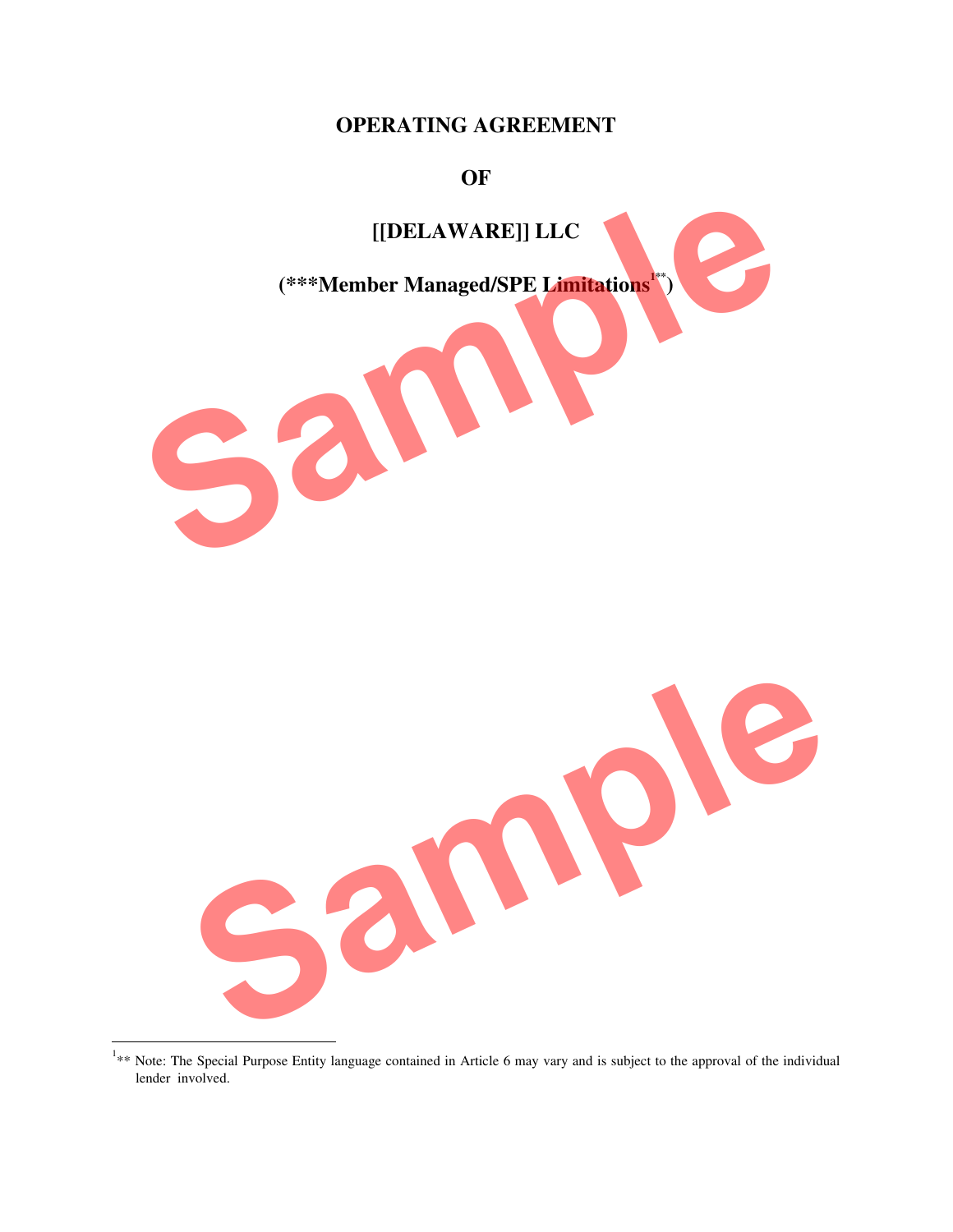# OPERATING AGREEMENT

# OF

# [[DELAWARE]] LLC

# (***Member Managed/SPE Limitations[1]**)

[1]** Note: The Special Purpose Entity language contained in Article 6 may vary and is subject to the approval of the individual lender involved.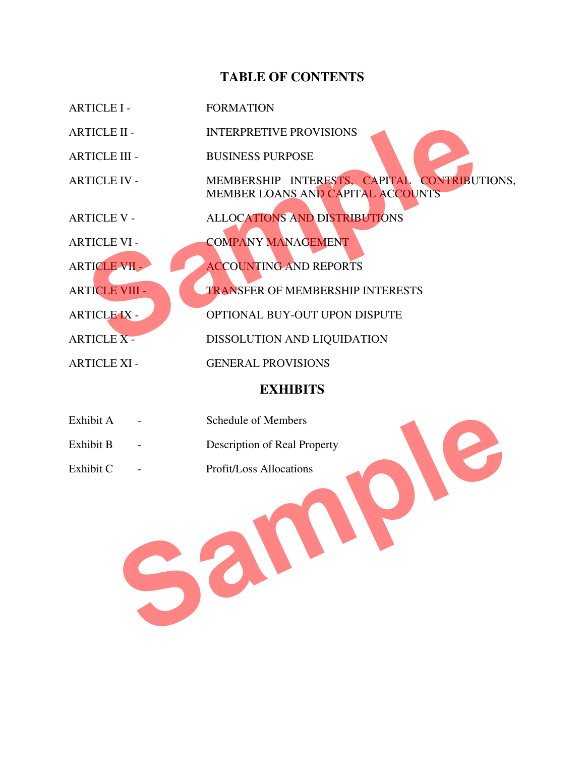## TABLE OF CONTENTS

| | |
|---|---|
| ARTICLE I - | FORMATION |
| ARTICLE II - | INTERPRETIVE PROVISIONS |
| ARTICLE III - | BUSINESS PURPOSE |
| ARTICLE IV - | MEMBERSHIP INTERESTS, CAPITAL CONTRIBUTIONS, MEMBER LOANS AND CAPITAL ACCOUNTS |
| ARTICLE V - | ALLOCATIONS AND DISTRIBUTIONS |
| ARTICLE VI - | COMPANY MANAGEMENT |
| ARTICLE VII - | ACCOUNTING AND REPORTS |
| ARTICLE VIII - | TRANSFER OF MEMBERSHIP INTERESTS |
| ARTICLE IX - | OPTIONAL BUY-OUT UPON DISPUTE |
| ARTICLE X - | DISSOLUTION AND LIQUIDATION |
| ARTICLE XI - | GENERAL PROVISIONS |

## EXHIBITS

| | | |
|---|---|---|
| Exhibit A | - | Schedule of Members |
| Exhibit B | - | Description of Real Property |
| Exhibit C | - | Profit/Loss Allocations |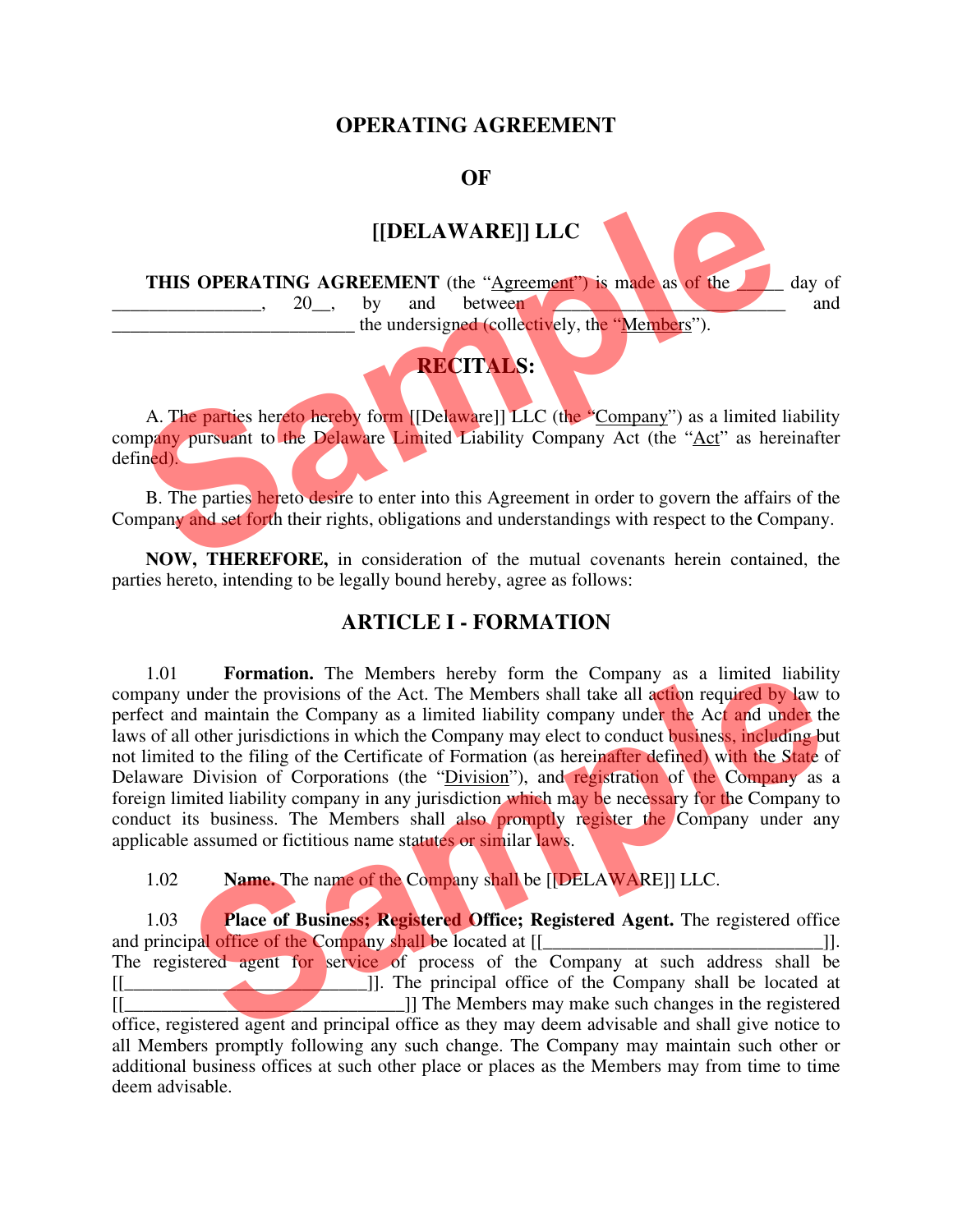# OPERATING AGREEMENT

# OF

# [[DELAWARE]] LLC

**THIS OPERATING AGREEMENT** (the "Agreement") is made as of the _____ day of ________________, 20__, by and between ___________________________ and ___________________________ the undersigned (collectively, the "Members").

## RECITALS:

A. The parties hereto hereby form [[Delaware]] LLC (the "Company") as a limited liability company pursuant to the Delaware Limited Liability Company Act (the "Act" as hereinafter defined).

B. The parties hereto desire to enter into this Agreement in order to govern the affairs of the Company and set forth their rights, obligations and understandings with respect to the Company.

**NOW, THEREFORE,** in consideration of the mutual covenants herein contained, the parties hereto, intending to be legally bound hereby, agree as follows:

## ARTICLE I - FORMATION

1.01 **Formation.** The Members hereby form the Company as a limited liability company under the provisions of the Act. The Members shall take all action required by law to perfect and maintain the Company as a limited liability company under the Act and under the laws of all other jurisdictions in which the Company may elect to conduct business, including but not limited to the filing of the Certificate of Formation (as hereinafter defined) with the State of Delaware Division of Corporations (the "Division"), and registration of the Company as a foreign limited liability company in any jurisdiction which may be necessary for the Company to conduct its business. The Members shall also promptly register the Company under any applicable assumed or fictitious name statutes or similar laws.

1.02 **Name.** The name of the Company shall be [[DELAWARE]] LLC.

1.03 **Place of Business; Registered Office; Registered Agent.** The registered office and principal office of the Company shall be located at [[______________________________]]. The registered agent for service of process of the Company at such address shall be [[_________________________]]. The principal office of the Company shall be located at [[_______________________________]] The Members may make such changes in the registered office, registered agent and principal office as they may deem advisable and shall give notice to all Members promptly following any such change. The Company may maintain such other or additional business offices at such other place or places as the Members may from time to time deem advisable.